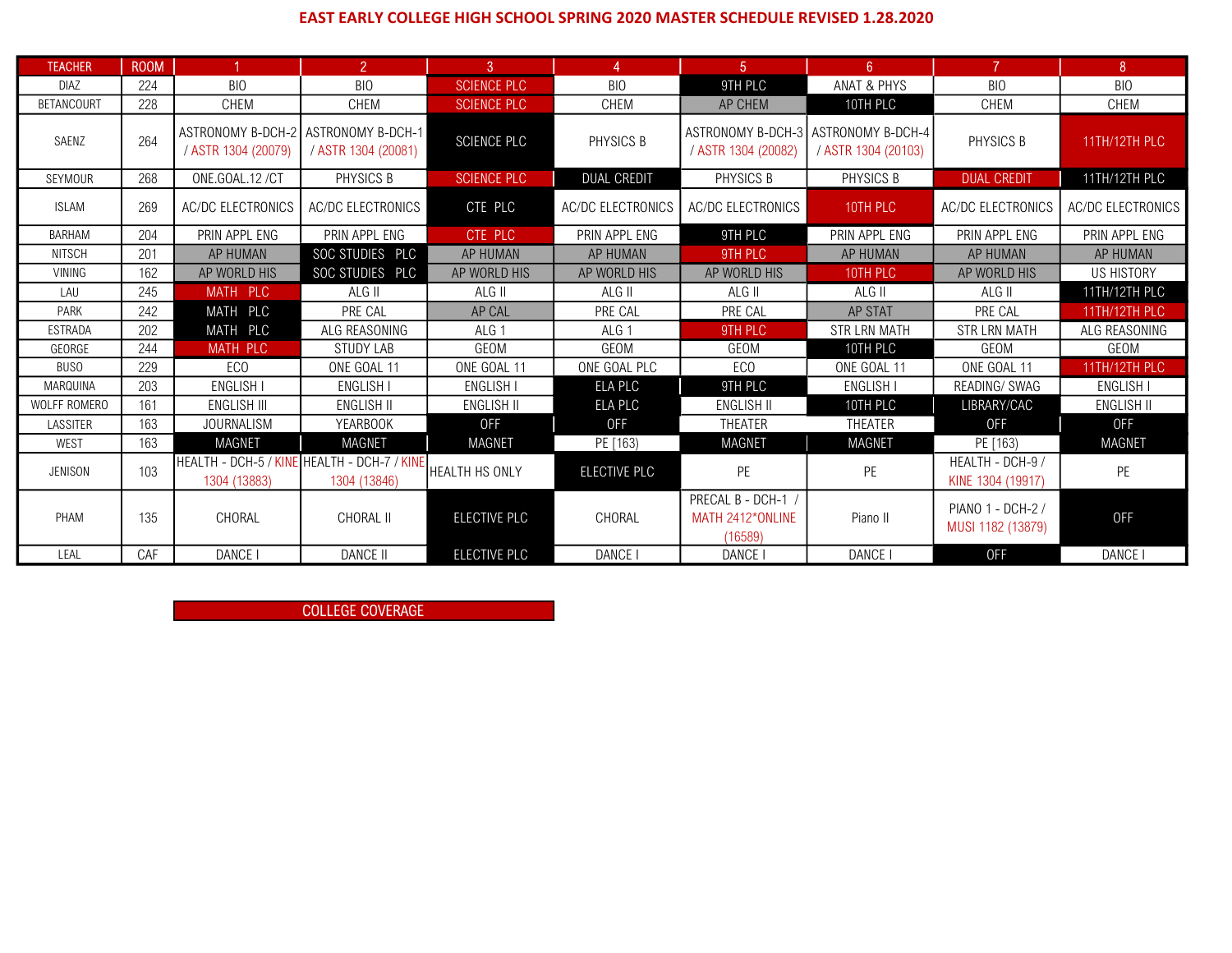# EAST EARLY COLLEGE HIGH SCHOOL SPRING 2020 MASTER SCHEDULE REVISED 1.28.2020

| TEACHER | ROOM | 1 | 2 | 3 | 4 | 5 | 6 | 7 | 8 |
|---|---|---|---|---|---|---|---|---|---|
| DIAZ | 224 | BIO | BIO | SCIENCE PLC | BIO | 9TH PLC | ANAT & PHYS | BIO | BIO |
| BETANCOURT | 228 | CHEM | CHEM | SCIENCE PLC | CHEM | AP CHEM | 10TH PLC | CHEM | CHEM |
| SAENZ | 264 | ASTRONOMY B-DCH-2 / ASTR 1304 (20079) | ASTRONOMY B-DCH-1 / ASTR 1304 (20081) | SCIENCE PLC | PHYSICS B | ASTRONOMY B-DCH-3 / ASTR 1304 (20082) | ASTRONOMY B-DCH-4 / ASTR 1304 (20103) | PHYSICS B | 11TH/12TH PLC |
| SEYMOUR | 268 | ONE.GOAL.12 /CT | PHYSICS B | SCIENCE PLC | DUAL CREDIT | PHYSICS B | PHYSICS B | DUAL CREDIT | 11TH/12TH PLC |
| ISLAM | 269 | AC/DC ELECTRONICS | AC/DC ELECTRONICS | CTE PLC | AC/DC ELECTRONICS | AC/DC ELECTRONICS | 10TH PLC | AC/DC ELECTRONICS | AC/DC ELECTRONICS |
| BARHAM | 204 | PRIN APPL ENG | PRIN APPL ENG | CTE PLC | PRIN APPL ENG | 9TH PLC | PRIN APPL ENG | PRIN APPL ENG | PRIN APPL ENG |
| NITSCH | 201 | AP HUMAN | SOC STUDIES PLC | AP HUMAN | AP HUMAN | 9TH PLC | AP HUMAN | AP HUMAN | AP HUMAN |
| VINING | 162 | AP WORLD HIS | SOC STUDIES PLC | AP WORLD HIS | AP WORLD HIS | AP WORLD HIS | 10TH PLC | AP WORLD HIS | US HISTORY |
| LAU | 245 | MATH PLC | ALG II | ALG II | ALG II | ALG II | ALG II | ALG II | 11TH/12TH PLC |
| PARK | 242 | MATH PLC | PRE CAL | AP CAL | PRE CAL | PRE CAL | AP STAT | PRE CAL | 11TH/12TH PLC |
| ESTRADA | 202 | MATH PLC | ALG REASONING | ALG 1 | ALG 1 | 9TH PLC | STR LRN MATH | STR LRN MATH | ALG REASONING |
| GEORGE | 244 | MATH PLC | STUDY LAB | GEOM | GEOM | GEOM | 10TH PLC | GEOM | GEOM |
| BUSO | 229 | ECO | ONE GOAL 11 | ONE GOAL 11 | ONE GOAL PLC | ECO | ONE GOAL 11 | ONE GOAL 11 | 11TH/12TH PLC |
| MARQUINA | 203 | ENGLISH I | ENGLISH I | ENGLISH I | ELA PLC | 9TH PLC | ENGLISH I | READING/ SWAG | ENGLISH I |
| WOLFF ROMERO | 161 | ENGLISH III | ENGLISH II | ENGLISH II | ELA PLC | ENGLISH II | 10TH PLC | LIBRARY/CAC | ENGLISH II |
| LASSITER | 163 | JOURNALISM | YEARBOOK | OFF | OFF | THEATER | THEATER | OFF | OFF |
| WEST | 163 | MAGNET | MAGNET | MAGNET | PE [163] | MAGNET | MAGNET | PE [163] | MAGNET |
| JENISON | 103 | HEALTH - DCH-5 / KINE 1304 (13883) | HEALTH - DCH-7 / KINE 1304 (13846) | HEALTH HS ONLY | ELECTIVE PLC | PE | PE | HEALTH - DCH-9 / KINE 1304 (19917) | PE |
| PHAM | 135 | CHORAL | CHORAL II | ELECTIVE PLC | CHORAL | PRECAL B - DCH-1 / MATH 2412*ONLINE (16589) | Piano II | PIANO 1 - DCH-2 / MUSI 1182 (13879) | OFF |
| LEAL | CAF | DANCE I | DANCE II | ELECTIVE PLC | DANCE I | DANCE I | DANCE I | OFF | DANCE I |

COLLEGE COVERAGE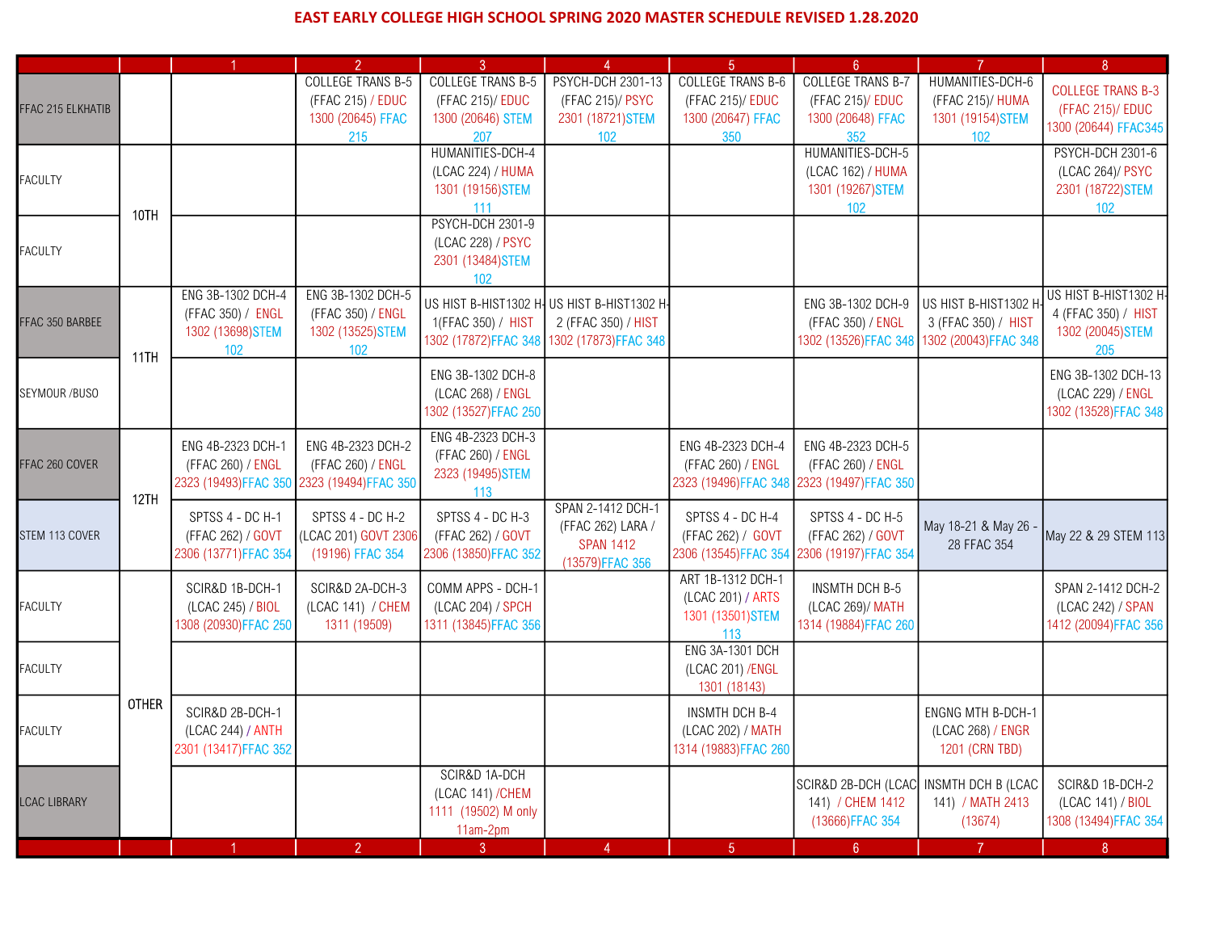# EAST EARLY COLLEGE HIGH SCHOOL SPRING 2020 MASTER SCHEDULE REVISED 1.28.2020

| | | 1 | 2 | 3 | 4 | 5 | 6 | 7 | 8 |
|---|---|---|---|---|---|---|---|---|---|
| FFAC 215 ELKHATIB | 10TH | | COLLEGE TRANS B-5 (FFAC 215) / EDUC 1300 (20645) FFAC 215 | COLLEGE TRANS B-5 (FFAC 215)/ EDUC 1300 (20646) STEM 207 | PSYCH-DCH 2301-13 (FFAC 215)/ PSYC 2301 (18721)STEM 102 | COLLEGE TRANS B-6 (FFAC 215)/ EDUC 1300 (20647) FFAC 350 | COLLEGE TRANS B-7 (FFAC 215)/ EDUC 1300 (20648) FFAC 352 | HUMANITIES-DCH-6 (FFAC 215)/ HUMA 1301 (19154)STEM 102 | COLLEGE TRANS B-3 (FFAC 215)/ EDUC 1300 (20644) FFAC345 |
| FACULTY | 10TH | | | HUMANITIES-DCH-4 (LCAC 224) / HUMA 1301 (19156)STEM 111 | | | HUMANITIES-DCH-5 (LCAC 162) / HUMA 1301 (19267)STEM 102 | | PSYCH-DCH 2301-6 (LCAC 264)/ PSYC 2301 (18722)STEM 102 |
| FACULTY | 10TH | | | PSYCH-DCH 2301-9 (LCAC 228) / PSYC 2301 (13484)STEM 102 | | | | | |
| FFAC 350 BARBEE | 11TH | ENG 3B-1302 DCH-4 (FFAC 350) / ENGL 1302 (13698)STEM 102 | ENG 3B-1302 DCH-5 (FFAC 350) / ENGL 1302 (13525)STEM 102 | US HIST B-HIST1302 H-1(FFAC 350) / HIST 1302 (17872)FFAC 348 | US HIST B-HIST1302 H-2 (FFAC 350) / HIST 1302 (17873)FFAC 348 | | ENG 3B-1302 DCH-9 (FFAC 350) / ENGL 1302 (13526)FFAC 348 | US HIST B-HIST1302 H-3 (FFAC 350) / HIST 1302 (20043)FFAC 348 | US HIST B-HIST1302 H-4 (FFAC 350) / HIST 1302 (20045)STEM 205 |
| SEYMOUR /BUSO | 11TH | | | ENG 3B-1302 DCH-8 (LCAC 268) / ENGL 1302 (13527)FFAC 250 | | | | | ENG 3B-1302 DCH-13 (LCAC 229) / ENGL 1302 (13528)FFAC 348 |
| FFAC 260 COVER | 12TH | ENG 4B-2323 DCH-1 (FFAC 260) / ENGL 2323 (19493)FFAC 350 | ENG 4B-2323 DCH-2 (FFAC 260) / ENGL 2323 (19494)FFAC 350 | ENG 4B-2323 DCH-3 (FFAC 260) / ENGL 2323 (19495)STEM 113 | | ENG 4B-2323 DCH-4 (FFAC 260) / ENGL 2323 (19496)FFAC 348 | ENG 4B-2323 DCH-5 (FFAC 260) / ENGL 2323 (19497)FFAC 350 | | |
| STEM 113 COVER | 12TH | SPTSS 4 - DC H-1 (FFAC 262) / GOVT 2306 (13771)FFAC 354 | SPTSS 4 - DC H-2 (LCAC 201) GOVT 2306 (19196) FFAC 354 | SPTSS 4 - DC H-3 (FFAC 262) / GOVT 2306 (13850)FFAC 352 | SPAN 2-1412 DCH-1 (FFAC 262) LARA / SPAN 1412 (13579)FFAC 356 | SPTSS 4 - DC H-4 (FFAC 262) / GOVT 2306 (13545)FFAC 354 | SPTSS 4 - DC H-5 (FFAC 262) / GOVT 2306 (19197)FFAC 354 | May 18-21 & May 26 - 28 FFAC 354 | May 22 & 29 STEM 113 |
| FACULTY | OTHER | SCIR&D 1B-DCH-1 (LCAC 245) / BIOL 1308 (20930)FFAC 250 | SCIR&D 2A-DCH-3 (LCAC 141) / CHEM 1311 (19509) | COMM APPS - DCH-1 (LCAC 204) / SPCH 1311 (13845)FFAC 356 | | ART 1B-1312 DCH-1 (LCAC 201) / ARTS 1301 (13501)STEM 113 | INSMTH DCH B-5 (LCAC 269)/ MATH 1314 (19884)FFAC 260 | | SPAN 2-1412 DCH-2 (LCAC 242) / SPAN 1412 (20094)FFAC 356 |
| FACULTY | OTHER | | | | | ENG 3A-1301 DCH (LCAC 201) /ENGL 1301 (18143) | | | |
| FACULTY | OTHER | SCIR&D 2B-DCH-1 (LCAC 244) / ANTH 2301 (13417)FFAC 352 | | | | INSMTH DCH B-4 (LCAC 202) / MATH 1314 (19883)FFAC 260 | | ENGNG MTH B-DCH-1 (LCAC 268) / ENGR 1201 (CRN TBD) | |
| LCAC LIBRARY | OTHER | | | SCIR&D 1A-DCH (LCAC 141) /CHEM 1111 (19502) M only 11am-2pm | | | SCIR&D 2B-DCH (LCAC 141) / CHEM 1412 (13666)FFAC 354 | INSMTH DCH B (LCAC 141) / MATH 2413 (13674) | SCIR&D 1B-DCH-2 (LCAC 141) / BIOL 1308 (13494)FFAC 354 |
| | | 1 | 2 | 3 | 4 | 5 | 6 | 7 | 8 |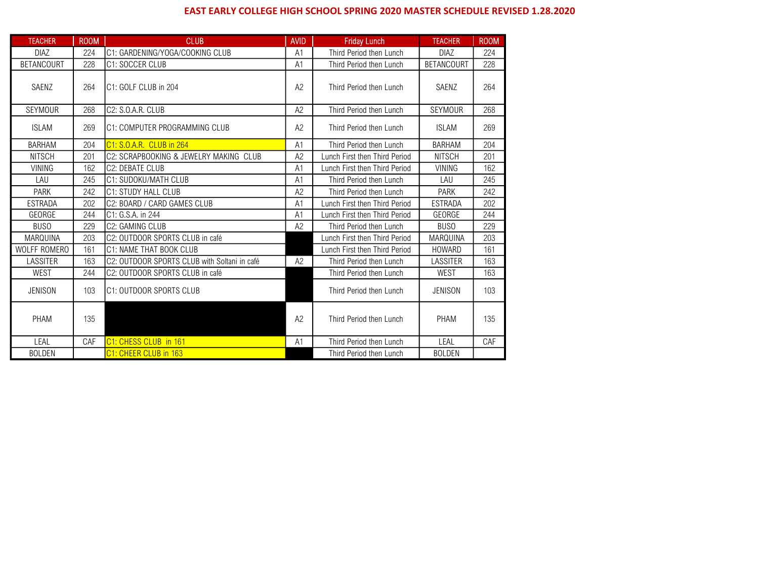# EAST EARLY COLLEGE HIGH SCHOOL SPRING 2020 MASTER SCHEDULE REVISED 1.28.2020

| TEACHER | ROOM | CLUB | AVID | Friday Lunch | TEACHER | ROOM |
|---|---|---|---|---|---|---|
| DIAZ | 224 | C1: GARDENING/YOGA/COOKING CLUB | A1 | Third Period then Lunch | DIAZ | 224 |
| BETANCOURT | 228 | C1: SOCCER CLUB | A1 | Third Period then Lunch | BETANCOURT | 228 |
| SAENZ | 264 | C1: GOLF CLUB in 204 | A2 | Third Period then Lunch | SAENZ | 264 |
| SEYMOUR | 268 | C2: S.O.A.R. CLUB | A2 | Third Period then Lunch | SEYMOUR | 268 |
| ISLAM | 269 | C1: COMPUTER PROGRAMMING CLUB | A2 | Third Period then Lunch | ISLAM | 269 |
| BARHAM | 204 | C1: S.O.A.R. CLUB in 264 | A1 | Third Period then Lunch | BARHAM | 204 |
| NITSCH | 201 | C2: SCRAPBOOKING & JEWELRY MAKING CLUB | A2 | Lunch First then Third Period | NITSCH | 201 |
| VINING | 162 | C2: DEBATE CLUB | A1 | Lunch First then Third Period | VINING | 162 |
| LAU | 245 | C1: SUDOKU/MATH CLUB | A1 | Third Period then Lunch | LAU | 245 |
| PARK | 242 | C1: STUDY HALL CLUB | A2 | Third Period then Lunch | PARK | 242 |
| ESTRADA | 202 | C2: BOARD / CARD GAMES CLUB | A1 | Lunch First then Third Period | ESTRADA | 202 |
| GEORGE | 244 | C1: G.S.A. in 244 | A1 | Lunch First then Third Period | GEORGE | 244 |
| BUSO | 229 | C2: GAMING CLUB | A2 | Third Period then Lunch | BUSO | 229 |
| MARQUINA | 203 | C2: OUTDOOR SPORTS CLUB in café | | Lunch First then Third Period | MARQUINA | 203 |
| WOLFF ROMERO | 161 | C1: NAME THAT BOOK CLUB | | Lunch First then Third Period | HOWARD | 161 |
| LASSITER | 163 | C2: OUTDOOR SPORTS CLUB with Soltani in café | A2 | Third Period then Lunch | LASSITER | 163 |
| WEST | 244 | C2: OUTDOOR SPORTS CLUB in café | | Third Period then Lunch | WEST | 163 |
| JENISON | 103 | C1: OUTDOOR SPORTS CLUB | | Third Period then Lunch | JENISON | 103 |
| PHAM | 135 | | A2 | Third Period then Lunch | PHAM | 135 |
| LEAL | CAF | C1: CHESS CLUB in 161 | A1 | Third Period then Lunch | LEAL | CAF |
| BOLDEN | | C1: CHEER CLUB in 163 | | Third Period then Lunch | BOLDEN | |